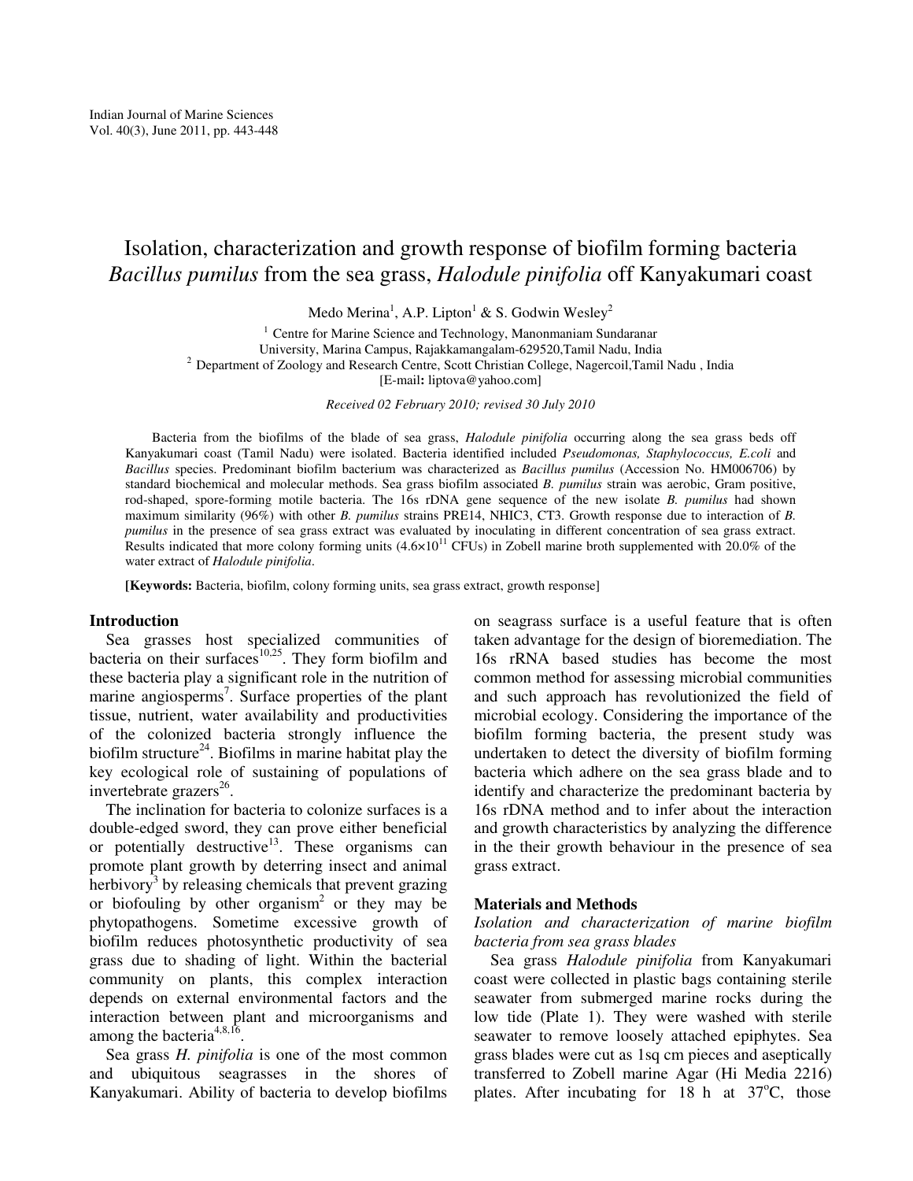# Isolation, characterization and growth response of biofilm forming bacteria *Bacillus pumilus* from the sea grass, *Halodule pinifolia* off Kanyakumari coast

Medo Merina[1], A.P. Lipton[1] & S. Godwin Wesley[2]

[1] Centre for Marine Science and Technology, Manonmaniam Sundaranar University, Marina Campus, Rajakkamangalam-629520,Tamil Nadu, India

[2] Department of Zoology and Research Centre, Scott Christian College, Nagercoil,Tamil Nadu , India

[E-mail: liptova@yahoo.com]

*Received 02 February 2010; revised 30 July 2010*

Bacteria from the biofilms of the blade of sea grass, *Halodule pinifolia* occurring along the sea grass beds off Kanyakumari coast (Tamil Nadu) were isolated. Bacteria identified included *Pseudomonas, Staphylococcus, E.coli* and *Bacillus* species. Predominant biofilm bacterium was characterized as *Bacillus pumilus* (Accession No. HM006706) by standard biochemical and molecular methods. Sea grass biofilm associated *B. pumilus* strain was aerobic, Gram positive, rod-shaped, spore-forming motile bacteria. The 16s rDNA gene sequence of the new isolate *B. pumilus* had shown maximum similarity (96%) with other *B. pumilus* strains PRE14, NHIC3, CT3. Growth response due to interaction of *B. pumilus* in the presence of sea grass extract was evaluated by inoculating in different concentration of sea grass extract. Results indicated that more colony forming units ($4.6\times10^{11}$ CFUs) in Zobell marine broth supplemented with 20.0% of the water extract of *Halodule pinifolia*.

**[Keywords:** Bacteria, biofilm, colony forming units, sea grass extract, growth response]

## Introduction

Sea grasses host specialized communities of bacteria on their surfaces[10,25]. They form biofilm and these bacteria play a significant role in the nutrition of marine angiosperms[7]. Surface properties of the plant tissue, nutrient, water availability and productivities of the colonized bacteria strongly influence the biofilm structure[24]. Biofilms in marine habitat play the key ecological role of sustaining of populations of invertebrate grazers[26].

The inclination for bacteria to colonize surfaces is a double-edged sword, they can prove either beneficial or potentially destructive[13]. These organisms can promote plant growth by deterring insect and animal herbivory[3] by releasing chemicals that prevent grazing or biofouling by other organism[2] or they may be phytopathogens. Sometime excessive growth of biofilm reduces photosynthetic productivity of sea grass due to shading of light. Within the bacterial community on plants, this complex interaction depends on external environmental factors and the interaction between plant and microorganisms and among the bacteria[4,8,16].

Sea grass *H. pinifolia* is one of the most common and ubiquitous seagrasses in the shores of Kanyakumari. Ability of bacteria to develop biofilms on seagrass surface is a useful feature that is often taken advantage for the design of bioremediation. The 16s rRNA based studies has become the most common method for assessing microbial communities and such approach has revolutionized the field of microbial ecology. Considering the importance of the biofilm forming bacteria, the present study was undertaken to detect the diversity of biofilm forming bacteria which adhere on the sea grass blade and to identify and characterize the predominant bacteria by 16s rDNA method and to infer about the interaction and growth characteristics by analyzing the difference in the their growth behaviour in the presence of sea grass extract.

## Materials and Methods

### *Isolation and characterization of marine biofilm bacteria from sea grass blades*

Sea grass *Halodule pinifolia* from Kanyakumari coast were collected in plastic bags containing sterile seawater from submerged marine rocks during the low tide (Plate 1). They were washed with sterile seawater to remove loosely attached epiphytes. Sea grass blades were cut as 1sq cm pieces and aseptically transferred to Zobell marine Agar (Hi Media 2216) plates. After incubating for 18 h at 37°C, those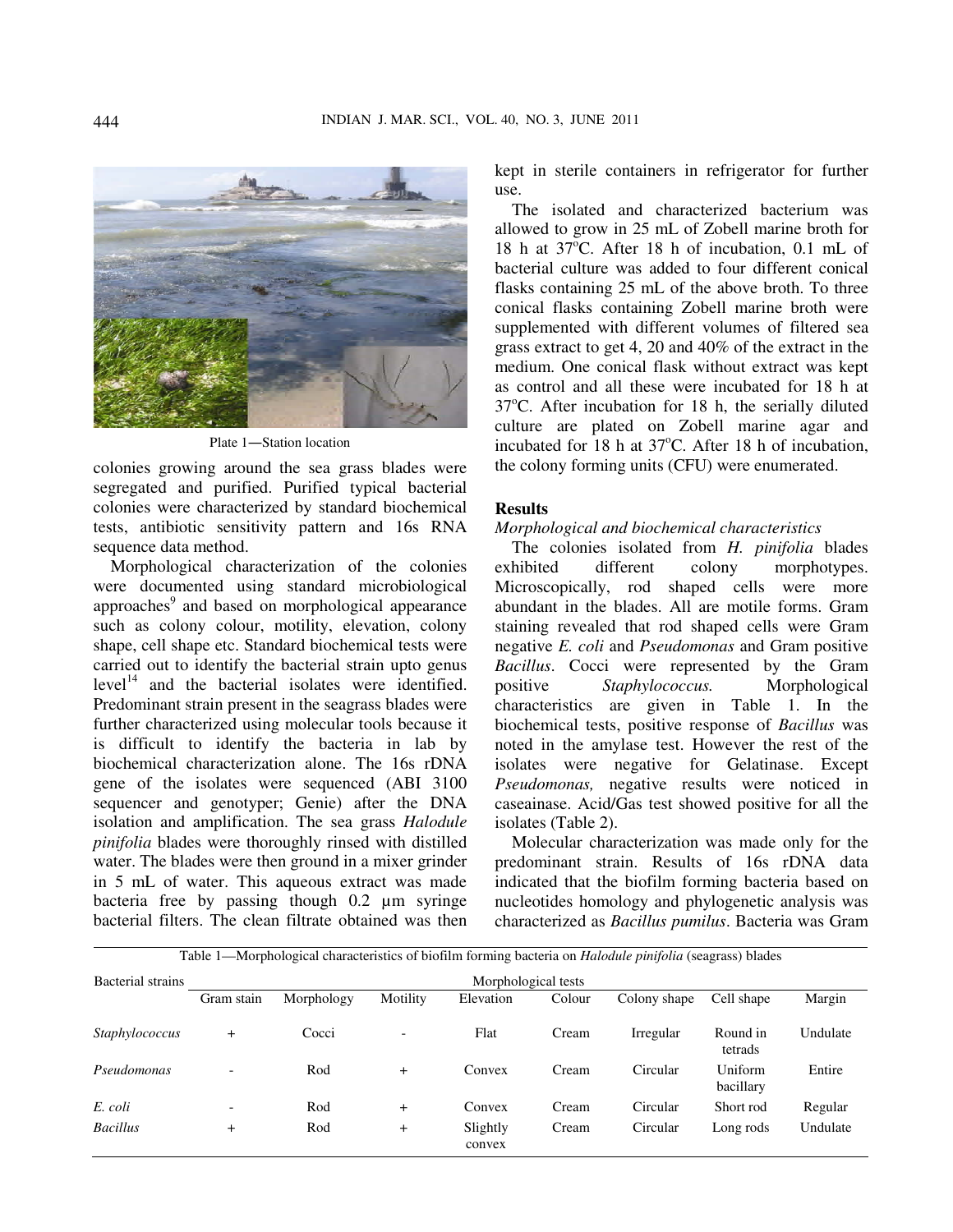Plate 1—Station location

colonies growing around the sea grass blades were segregated and purified. Purified typical bacterial colonies were characterized by standard biochemical tests, antibiotic sensitivity pattern and 16s RNA sequence data method.

Morphological characterization of the colonies were documented using standard microbiological approaches[9] and based on morphological appearance such as colony colour, motility, elevation, colony shape, cell shape etc. Standard biochemical tests were carried out to identify the bacterial strain upto genus level[14] and the bacterial isolates were identified. Predominant strain present in the seagrass blades were further characterized using molecular tools because it is difficult to identify the bacteria in lab by biochemical characterization alone. The 16s rDNA gene of the isolates were sequenced (ABI 3100 sequencer and genotyper; Genie) after the DNA isolation and amplification. The sea grass *Halodule pinifolia* blades were thoroughly rinsed with distilled water. The blades were then ground in a mixer grinder in 5 mL of water. This aqueous extract was made bacteria free by passing though 0.2 µm syringe bacterial filters. The clean filtrate obtained was then kept in sterile containers in refrigerator for further use.

The isolated and characterized bacterium was allowed to grow in 25 mL of Zobell marine broth for 18 h at 37°C. After 18 h of incubation, 0.1 mL of bacterial culture was added to four different conical flasks containing 25 mL of the above broth. To three conical flasks containing Zobell marine broth were supplemented with different volumes of filtered sea grass extract to get 4, 20 and 40% of the extract in the medium. One conical flask without extract was kept as control and all these were incubated for 18 h at 37°C. After incubation for 18 h, the serially diluted culture are plated on Zobell marine agar and incubated for 18 h at 37°C. After 18 h of incubation, the colony forming units (CFU) were enumerated.

## Results

### *Morphological and biochemical characteristics*

The colonies isolated from *H. pinifolia* blades exhibited different colony morphotypes. Microscopically, rod shaped cells were more abundant in the blades. All are motile forms. Gram staining revealed that rod shaped cells were Gram negative *E. coli* and *Pseudomonas* and Gram positive *Bacillus*. Cocci were represented by the Gram positive *Staphylococcus.* Morphological characteristics are given in Table 1. In the biochemical tests, positive response of *Bacillus* was noted in the amylase test. However the rest of the isolates were negative for Gelatinase. Except *Pseudomonas,* negative results were noticed in caseainase. Acid/Gas test showed positive for all the isolates (Table 2).

Molecular characterization was made only for the predominant strain. Results of 16s rDNA data indicated that the biofilm forming bacteria based on nucleotides homology and phylogenetic analysis was characterized as *Bacillus pumilus*. Bacteria was Gram

Table 1—Morphological characteristics of biofilm forming bacteria on *Halodule pinifolia* (seagrass) blades

| Bacterial strains | Morphological tests | | | | | | | |
|---|---|---|---|---|---|---|---|---|
| | Gram stain | Morphology | Motility | Elevation | Colour | Colony shape | Cell shape | Margin |
| *Staphylococcus* | + | Cocci | - | Flat | Cream | Irregular | Round in tetrads | Undulate |
| *Pseudomonas* | - | Rod | + | Convex | Cream | Circular | Uniform bacillary | Entire |
| *E. coli* | - | Rod | + | Convex | Cream | Circular | Short rod | Regular |
| *Bacillus* | + | Rod | + | Slightly convex | Cream | Circular | Long rods | Undulate |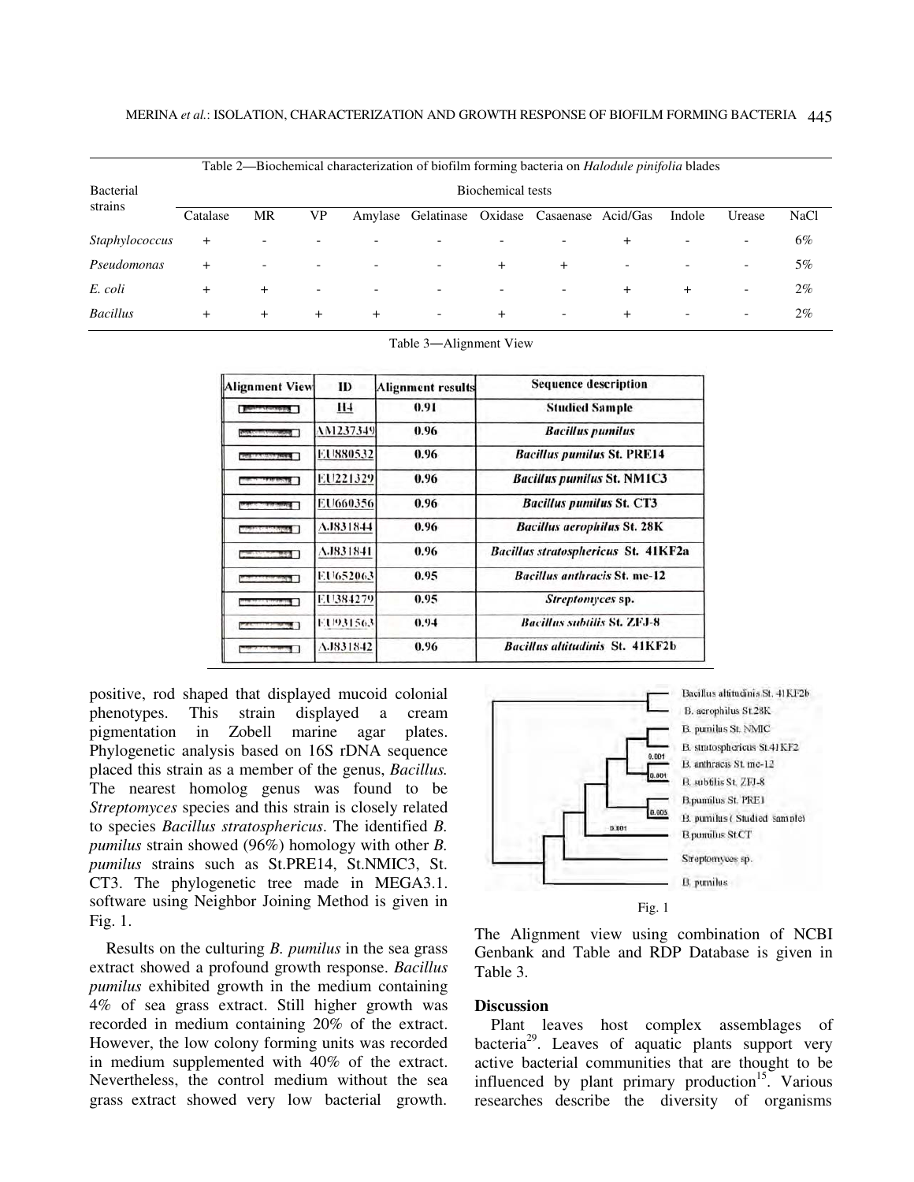Table 2—Biochemical characterization of biofilm forming bacteria on *Halodule pinifolia* blades

| Bacterial strains | Biochemical tests | | | | | | | | | | |
|---|---|---|---|---|---|---|---|---|---|---|---|
| | Catalase | MR | VP | Amylase | Gelatinase | Oxidase | Casaenase | Acid/Gas | Indole | Urease | NaCl |
| *Staphylococcus* | + | - | - | - | - | - | - | + | - | - | 6% |
| *Pseudomonas* | + | - | - | - | - | + | + | - | - | - | 5% |
| *E. coli* | + | + | - | - | - | - | - | + | + | - | 2% |
| *Bacillus* | + | + | + | + | - | + | - | + | - | - | 2% |

Table 3—Alignment View

| Alignment View | ID | Alignment results | Sequence description |
|---|---|---|---|
| | H4 | 0.91 | **Studied Sample** |
| | AM237349 | 0.96 | ***Bacillus pumilus*** |
| | EU880532 | 0.96 | ***Bacillus pumilus* St. PRE14** |
| | EU221329 | 0.96 | ***Bacillus pumilus* St. NM1C3** |
| | EU660356 | 0.96 | ***Bacillus pumilus* St. CT3** |
| | AJ831844 | 0.96 | ***Bacillus aerophilus* St. 28K** |
| | AJ831841 | 0.96 | ***Bacillus stratosphericus* St. 41KF2a** |
| | EU652063 | 0.95 | ***Bacillus anthracis* St. me-12** |
| | EU384279 | 0.95 | ***Streptomyces* sp.** |
| | EU931563 | 0.94 | ***Bacillus subtilis* St. ZFJ-8** |
| | AJ831842 | 0.96 | ***Bacillus altitudinis* St. 41KF2b** |

positive, rod shaped that displayed mucoid colonial phenotypes. This strain displayed a cream pigmentation in Zobell marine agar plates. Phylogenetic analysis based on 16S rDNA sequence placed this strain as a member of the genus, *Bacillus.* The nearest homolog genus was found to be *Streptomyces* species and this strain is closely related to species *Bacillus stratosphericus*. The identified *B. pumilus* strain showed (96%) homology with other *B. pumilus* strains such as St.PRE14, St.NMIC3, St. CT3. The phylogenetic tree made in MEGA3.1. software using Neighbor Joining Method is given in Fig. 1.

Results on the culturing *B. pumilus* in the sea grass extract showed a profound growth response. *Bacillus pumilus* exhibited growth in the medium containing 4% of sea grass extract. Still higher growth was recorded in medium containing 20% of the extract. However, the low colony forming units was recorded in medium supplemented with 40% of the extract. Nevertheless, the control medium without the sea grass extract showed very low bacterial growth.

Fig. 1

The Alignment view using combination of NCBI Genbank and Table and RDP Database is given in Table 3.

## Discussion

Plant leaves host complex assemblages of bacteria[29]. Leaves of aquatic plants support very active bacterial communities that are thought to be influenced by plant primary production[15]. Various researches describe the diversity of organisms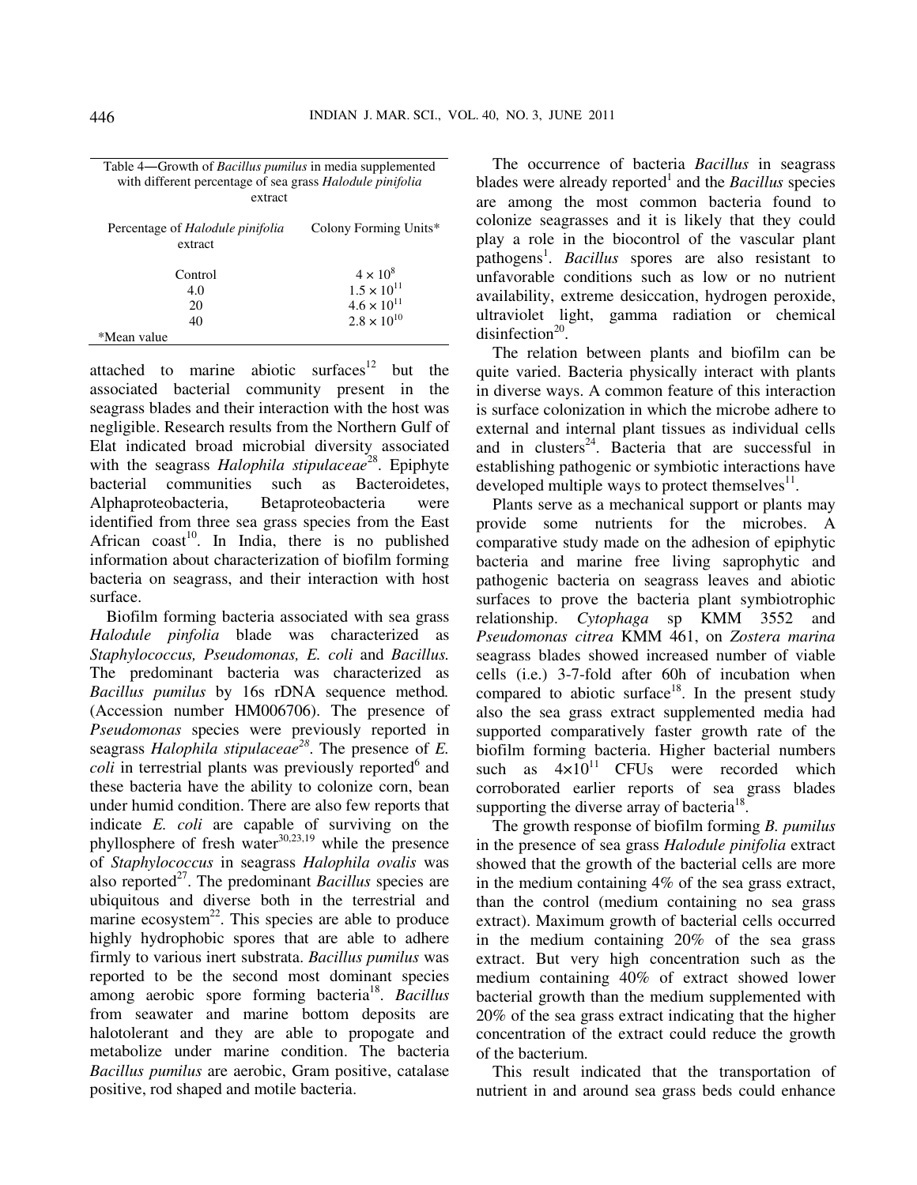Table 4—Growth of *Bacillus pumilus* in media supplemented with different percentage of sea grass *Halodule pinifolia* extract

| Percentage of *Halodule pinifolia* extract | Colony Forming Units* |
|---|---|
| Control | $4 \times 10^8$ |
| 4.0 | $1.5 \times 10^{11}$ |
| 20 | $4.6 \times 10^{11}$ |
| 40 | $2.8 \times 10^{10}$ |

*Mean value

attached to marine abiotic surfaces[12] but the associated bacterial community present in the seagrass blades and their interaction with the host was negligible. Research results from the Northern Gulf of Elat indicated broad microbial diversity associated with the seagrass *Halophila stipulaceae*[28]. Epiphyte bacterial communities such as Bacteroidetes, Alphaproteobacteria, Betaproteobacteria were identified from three sea grass species from the East African coast[10]. In India, there is no published information about characterization of biofilm forming bacteria on seagrass, and their interaction with host surface.

Biofilm forming bacteria associated with sea grass *Halodule pinfolia* blade was characterized as *Staphylococcus, Pseudomonas, E. coli* and *Bacillus.* The predominant bacteria was characterized as *Bacillus pumilus* by 16s rDNA sequence method*.* (Accession number HM006706). The presence of *Pseudomonas* species were previously reported in seagrass *Halophila stipulaceae*[28]. The presence of *E. coli* in terrestrial plants was previously reported[6] and these bacteria have the ability to colonize corn, bean under humid condition. There are also few reports that indicate *E. coli* are capable of surviving on the phyllosphere of fresh water[30,23,19] while the presence of *Staphylococcus* in seagrass *Halophila ovalis* was also reported[27]. The predominant *Bacillus* species are ubiquitous and diverse both in the terrestrial and marine ecosystem[22]. This species are able to produce highly hydrophobic spores that are able to adhere firmly to various inert substrata. *Bacillus pumilus* was reported to be the second most dominant species among aerobic spore forming bacteria[18]. *Bacillus* from seawater and marine bottom deposits are halotolerant and they are able to propogate and metabolize under marine condition. The bacteria *Bacillus pumilus* are aerobic, Gram positive, catalase positive, rod shaped and motile bacteria.

The occurrence of bacteria *Bacillus* in seagrass blades were already reported[1] and the *Bacillus* species are among the most common bacteria found to colonize seagrasses and it is likely that they could play a role in the biocontrol of the vascular plant pathogens[1]. *Bacillus* spores are also resistant to unfavorable conditions such as low or no nutrient availability, extreme desiccation, hydrogen peroxide, ultraviolet light, gamma radiation or chemical disinfection[20].

The relation between plants and biofilm can be quite varied. Bacteria physically interact with plants in diverse ways. A common feature of this interaction is surface colonization in which the microbe adhere to external and internal plant tissues as individual cells and in clusters[24]. Bacteria that are successful in establishing pathogenic or symbiotic interactions have developed multiple ways to protect themselves[11].

Plants serve as a mechanical support or plants may provide some nutrients for the microbes. A comparative study made on the adhesion of epiphytic bacteria and marine free living saprophytic and pathogenic bacteria on seagrass leaves and abiotic surfaces to prove the bacteria plant symbiotrophic relationship. *Cytophaga* sp KMM 3552 and *Pseudomonas citrea* KMM 461, on *Zostera marina* seagrass blades showed increased number of viable cells (i.e.) 3-7-fold after 60h of incubation when compared to abiotic surface[18]. In the present study also the sea grass extract supplemented media had supported comparatively faster growth rate of the biofilm forming bacteria. Higher bacterial numbers such as $4\times10^{11}$ CFUs were recorded which corroborated earlier reports of sea grass blades supporting the diverse array of bacteria[18].

The growth response of biofilm forming *B. pumilus* in the presence of sea grass *Halodule pinifolia* extract showed that the growth of the bacterial cells are more in the medium containing 4% of the sea grass extract, than the control (medium containing no sea grass extract). Maximum growth of bacterial cells occurred in the medium containing 20% of the sea grass extract. But very high concentration such as the medium containing 40% of extract showed lower bacterial growth than the medium supplemented with 20% of the sea grass extract indicating that the higher concentration of the extract could reduce the growth of the bacterium.

This result indicated that the transportation of nutrient in and around sea grass beds could enhance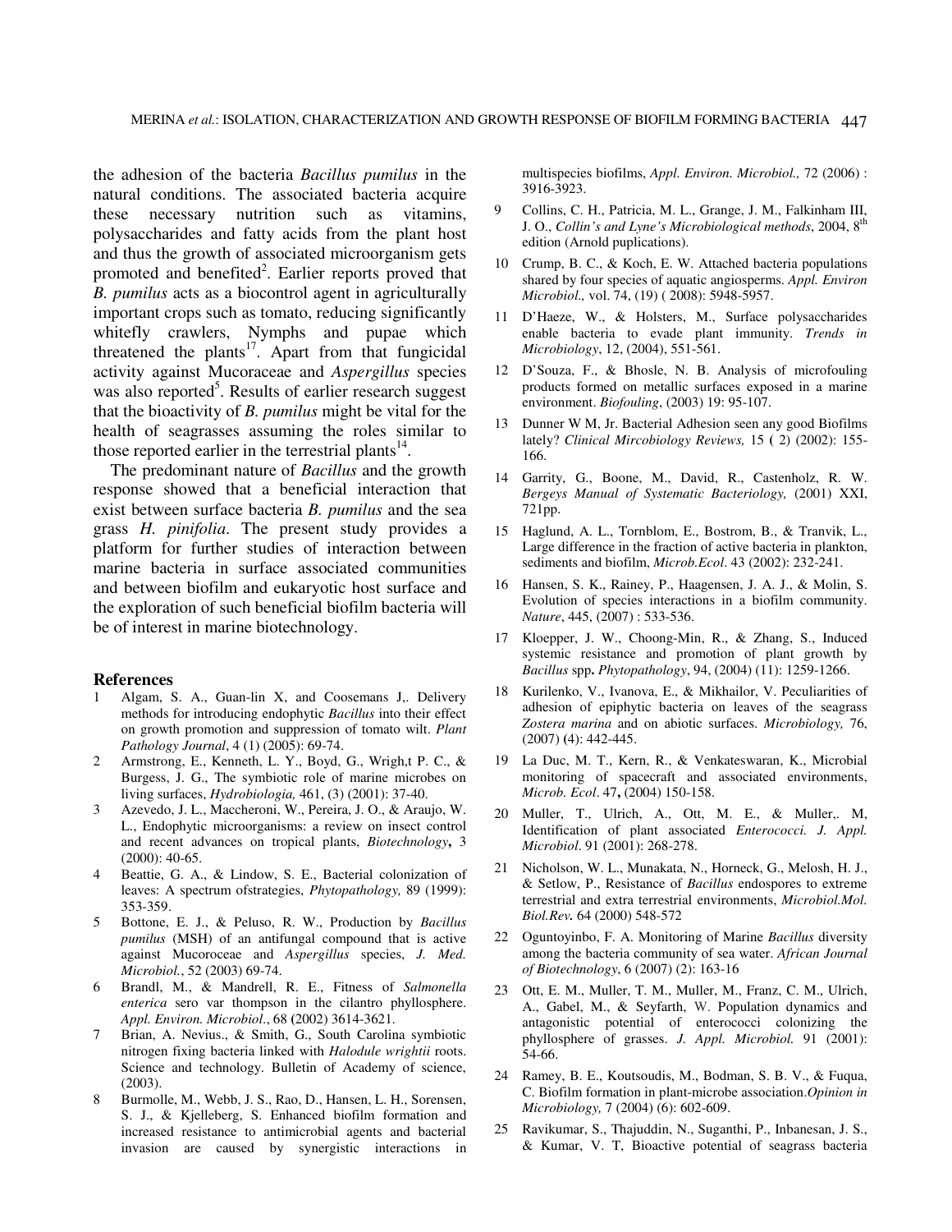the adhesion of the bacteria *Bacillus pumilus* in the natural conditions. The associated bacteria acquire these necessary nutrition such as vitamins, polysaccharides and fatty acids from the plant host and thus the growth of associated microorganism gets promoted and benefited[2]. Earlier reports proved that *B. pumilus* acts as a biocontrol agent in agriculturally important crops such as tomato, reducing significantly whitefly crawlers, Nymphs and pupae which threatened the plants[17]. Apart from that fungicidal activity against Mucoraceae and *Aspergillus* species was also reported[5]. Results of earlier research suggest that the bioactivity of *B. pumilus* might be vital for the health of seagrasses assuming the roles similar to those reported earlier in the terrestrial plants[14].

The predominant nature of *Bacillus* and the growth response showed that a beneficial interaction that exist between surface bacteria *B. pumilus* and the sea grass *H. pinifolia*. The present study provides a platform for further studies of interaction between marine bacteria in surface associated communities and between biofilm and eukaryotic host surface and the exploration of such beneficial biofilm bacteria will be of interest in marine biotechnology.

## References

1. Algam, S. A., Guan-lin X, and Coosemans J,. Delivery methods for introducing endophytic *Bacillus* into their effect on growth promotion and suppression of tomato wilt. *Plant Pathology Journal*, 4 (1) (2005): 69-74.
2. Armstrong, E., Kenneth, L. Y., Boyd, G., Wrigh,t P. C., & Burgess, J. G., The symbiotic role of marine microbes on living surfaces, *Hydrobiologia,* 461, (3) (2001): 37-40.
3. Azevedo, J. L., Maccheroni, W., Pereira, J. O., & Araujo, W. L., Endophytic microorganisms: a review on insect control and recent advances on tropical plants, *Biotechnology***,** 3 (2000): 40-65.
4. Beattie, G. A., & Lindow, S. E., Bacterial colonization of leaves: A spectrum ofstrategies, *Phytopathology,* 89 (1999): 353-359.
5. Bottone, E. J., & Peluso, R. W., Production by *Bacillus pumilus* (MSH) of an antifungal compound that is active against Mucoroceae and *Aspergillus* species, *J. Med. Microbiol.*, 52 (2003) 69-74.
6. Brandl, M., & Mandrell, R. E., Fitness of *Salmonella enterica* sero var thompson in the cilantro phyllosphere. *Appl. Environ. Microbiol.*, 68 (2002) 3614-3621.
7. Brian, A. Nevius., & Smith, G., South Carolina symbiotic nitrogen fixing bacteria linked with *Halodule wrightii* roots. Science and technology. Bulletin of Academy of science, (2003).
8. Burmolle, M., Webb, J. S., Rao, D., Hansen, L. H., Sorensen, S. J., & Kjelleberg, S. Enhanced biofilm formation and increased resistance to antimicrobial agents and bacterial invasion are caused by synergistic interactions in multispecies biofilms, *Appl. Environ. Microbiol.,* 72 (2006) : 3916-3923.
9. Collins, C. H., Patricia, M. L., Grange, J. M., Falkinham III, J. O., *Collin's and Lyne's Microbiological methods*, 2004, 8th edition (Arnold puplications).
10. Crump, B. C., & Koch, E. W. Attached bacteria populations shared by four species of aquatic angiosperms. *Appl. Environ Microbiol.,* vol. 74, (19) ( 2008): 5948-5957.
11. D'Haeze, W., & Holsters, M., Surface polysaccharides enable bacteria to evade plant immunity. *Trends in Microbiology*, 12, (2004), 551-561.
12. D'Souza, F., & Bhosle, N. B. Analysis of microfouling products formed on metallic surfaces exposed in a marine environment. *Biofouling*, (2003) 19: 95-107.
13. Dunner W M, Jr. Bacterial Adhesion seen any good Biofilms lately? *Clinical Mircobiology Reviews,* 15 ( 2) (2002): 155-166.
14. Garrity, G., Boone, M., David, R., Castenholz, R. W. *Bergeys Manual of Systematic Bacteriology,* (2001) XXI, 721pp.
15. Haglund, A. L., Tornblom, E., Bostrom, B., & Tranvik, L., Large difference in the fraction of active bacteria in plankton, sediments and biofilm, *Microb.Ecol*. 43 (2002): 232-241.
16. Hansen, S. K., Rainey, P., Haagensen, J. A. J., & Molin, S. Evolution of species interactions in a biofilm community. *Nature*, 445, (2007) : 533-536.
17. Kloepper, J. W., Choong-Min, R., & Zhang, S., Induced systemic resistance and promotion of plant growth by *Bacillus* spp**.** *Phytopathology*, 94, (2004) (11): 1259-1266.
18. Kurilenko, V., Ivanova, E., & Mikhailor, V. Peculiarities of adhesion of epiphytic bacteria on leaves of the seagrass *Zostera marina* and on abiotic surfaces. *Microbiology,* 76, (2007) (4): 442-445.
19. La Duc, M. T., Kern, R., & Venkateswaran, K., Microbial monitoring of spacecraft and associated environments, *Microb. Ecol*. 47**,** (2004) 150-158.
20. Muller, T., Ulrich, A., Ott, M. E., & Muller,. M, Identification of plant associated *Enterococci. J. Appl. Microbiol*. 91 (2001): 268-278.
21. Nicholson, W. L., Munakata, N., Horneck, G., Melosh, H. J., & Setlow, P., Resistance of *Bacillus* endospores to extreme terrestrial and extra terrestrial environments, *Microbiol.Mol. Biol.Rev.* 64 (2000) 548-572
22. Oguntoyinbo, F. A. Monitoring of Marine *Bacillus* diversity among the bacteria community of sea water. *African Journal of Biotechnology*, 6 (2007) (2): 163-16
23. Ott, E. M., Muller, T. M., Muller, M., Franz, C. M., Ulrich, A., Gabel, M., & Seyfarth, W. Population dynamics and antagonistic potential of enterococci colonizing the phyllosphere of grasses. *J. Appl. Microbiol.* 91 (2001): 54-66.
24. Ramey, B. E., Koutsoudis, M., Bodman, S. B. V., & Fuqua, C. Biofilm formation in plant-microbe association.*Opinion in Microbiology,* 7 (2004) (6): 602-609.
25. Ravikumar, S., Thajuddin, N., Suganthi, P., Inbanesan, J. S., & Kumar, V. T, Bioactive potential of seagrass bacteria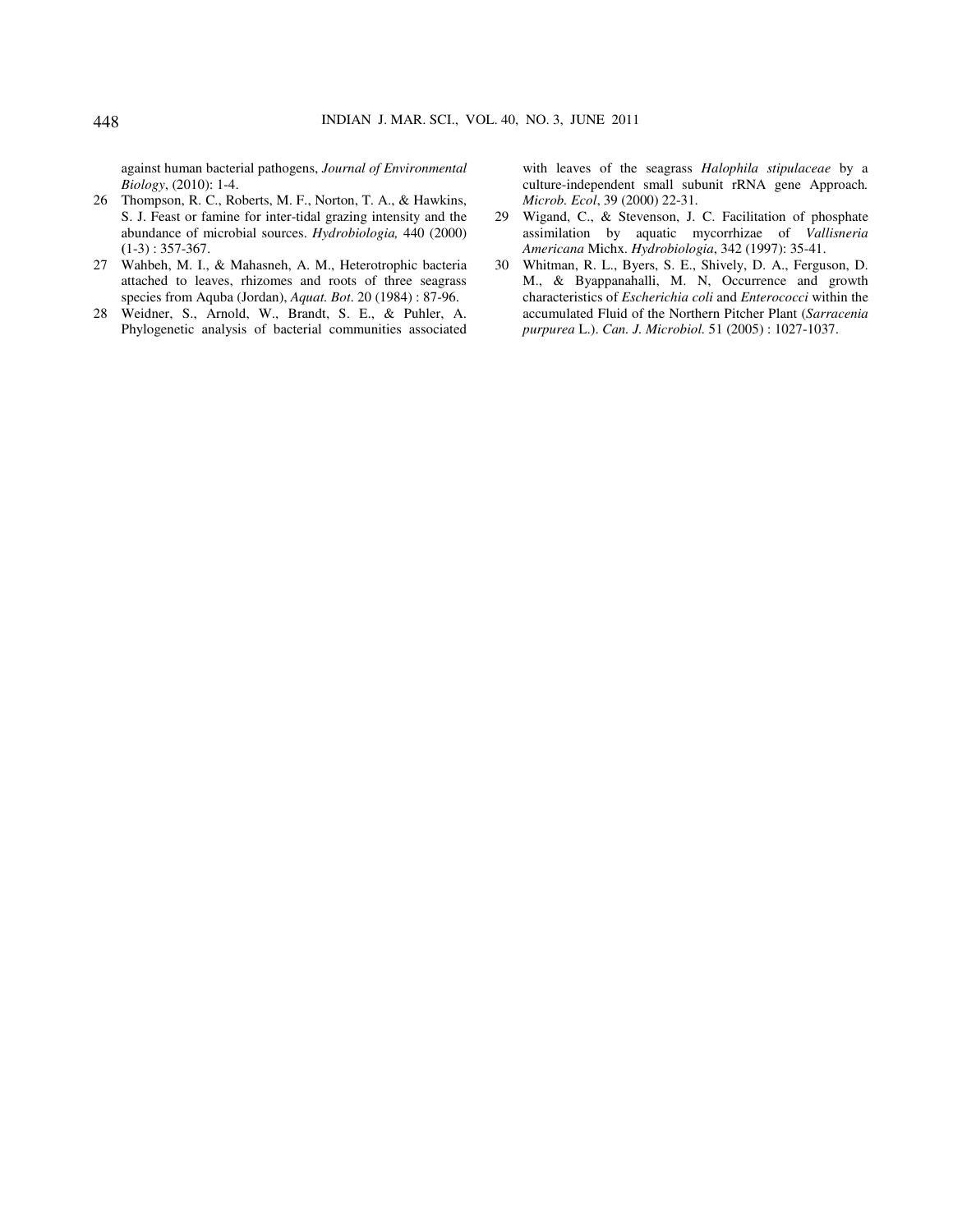against human bacterial pathogens, *Journal of Environmental Biology*, (2010): 1-4.

26 Thompson, R. C., Roberts, M. F., Norton, T. A., & Hawkins, S. J. Feast or famine for inter-tidal grazing intensity and the abundance of microbial sources. *Hydrobiologia,* 440 (2000) (1-3) : 357-367.

27 Wahbeh, M. I., & Mahasneh, A. M., Heterotrophic bacteria attached to leaves, rhizomes and roots of three seagrass species from Aquba (Jordan), *Aquat. Bot*. 20 (1984) : 87-96.

28 Weidner, S., Arnold, W., Brandt, S. E., & Puhler, A. Phylogenetic analysis of bacterial communities associated with leaves of the seagrass *Halophila stipulaceae* by a culture-independent small subunit rRNA gene Approach. *Microb. Ecol*, 39 (2000) 22-31.

29 Wigand, C., & Stevenson, J. C. Facilitation of phosphate assimilation by aquatic mycorrhizae of *Vallisneria Americana* Michx. *Hydrobiologia*, 342 (1997): 35-41.

30 Whitman, R. L., Byers, S. E., Shively, D. A., Ferguson, D. M., & Byappanahalli, M. N, Occurrence and growth characteristics of *Escherichia coli* and *Enterococci* within the accumulated Fluid of the Northern Pitcher Plant (*Sarracenia purpurea* L.). *Can. J. Microbiol.* 51 (2005) : 1027-1037.